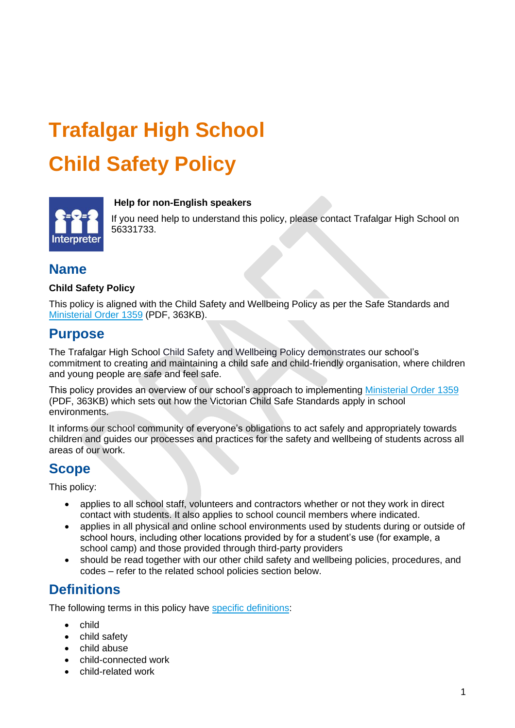# Trafalgar High School

# Child Safety Policy

**Help for non-English speakers**

If you need help to understand this policy, please contact Trafalgar High School on 56331733.

## Name

**Child Safety Policy**

This policy is aligned with the Child Safety and Wellbeing Policy as per the Safe Standards and [Ministerial Order 1359](#) (PDF, 363KB).

## Purpose

The Trafalgar High School Child Safety and Wellbeing Policy demonstrates our school's commitment to creating and maintaining a child safe and child-friendly organisation, where children and young people are safe and feel safe.

This policy provides an overview of our school's approach to implementing [Ministerial Order 1359](#) (PDF, 363KB) which sets out how the Victorian Child Safe Standards apply in school environments.

It informs our school community of everyone's obligations to act safely and appropriately towards children and guides our processes and practices for the safety and wellbeing of students across all areas of our work.

## Scope

This policy:

- applies to all school staff, volunteers and contractors whether or not they work in direct contact with students. It also applies to school council members where indicated.
- applies in all physical and online school environments used by students during or outside of school hours, including other locations provided by for a student's use (for example, a school camp) and those provided through third-party providers
- should be read together with our other child safety and wellbeing policies, procedures, and codes – refer to the related school policies section below.

## Definitions

The following terms in this policy have [specific definitions](#):

- child
- child safety
- child abuse
- child-connected work
- child-related work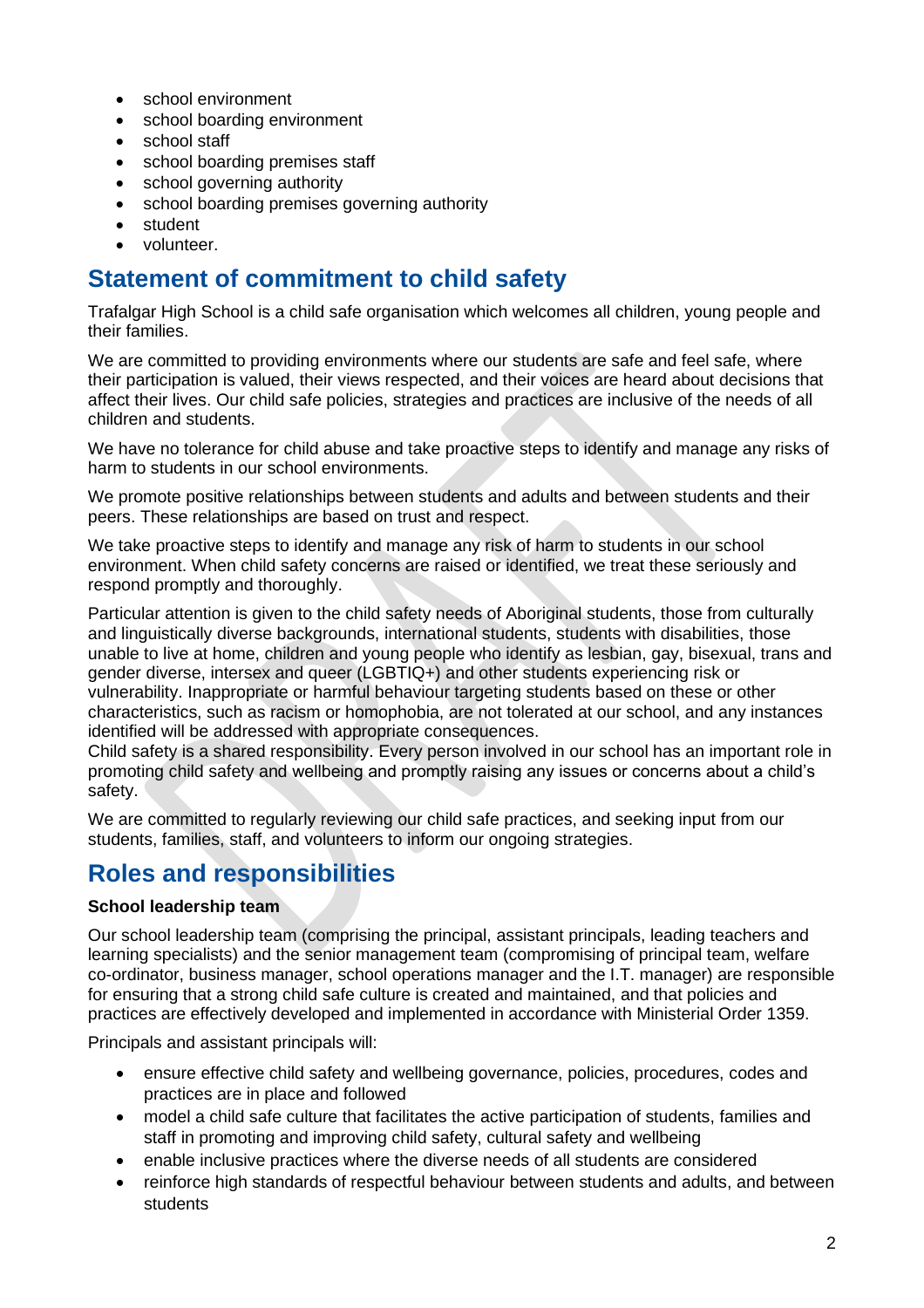- school environment
- school boarding environment
- school staff
- school boarding premises staff
- school governing authority
- school boarding premises governing authority
- student
- volunteer.

## Statement of commitment to child safety

Trafalgar High School is a child safe organisation which welcomes all children, young people and their families.

We are committed to providing environments where our students are safe and feel safe, where their participation is valued, their views respected, and their voices are heard about decisions that affect their lives. Our child safe policies, strategies and practices are inclusive of the needs of all children and students.

We have no tolerance for child abuse and take proactive steps to identify and manage any risks of harm to students in our school environments.

We promote positive relationships between students and adults and between students and their peers. These relationships are based on trust and respect.

We take proactive steps to identify and manage any risk of harm to students in our school environment. When child safety concerns are raised or identified, we treat these seriously and respond promptly and thoroughly.

Particular attention is given to the child safety needs of Aboriginal students, those from culturally and linguistically diverse backgrounds, international students, students with disabilities, those unable to live at home, children and young people who identify as lesbian, gay, bisexual, trans and gender diverse, intersex and queer (LGBTIQ+) and other students experiencing risk or vulnerability. Inappropriate or harmful behaviour targeting students based on these or other characteristics, such as racism or homophobia, are not tolerated at our school, and any instances identified will be addressed with appropriate consequences.
Child safety is a shared responsibility. Every person involved in our school has an important role in promoting child safety and wellbeing and promptly raising any issues or concerns about a child's safety.

We are committed to regularly reviewing our child safe practices, and seeking input from our students, families, staff, and volunteers to inform our ongoing strategies.

## Roles and responsibilities

**School leadership team**

Our school leadership team (comprising the principal, assistant principals, leading teachers and learning specialists) and the senior management team (compromising of principal team, welfare co-ordinator, business manager, school operations manager and the I.T. manager) are responsible for ensuring that a strong child safe culture is created and maintained, and that policies and practices are effectively developed and implemented in accordance with Ministerial Order 1359.

Principals and assistant principals will:

- ensure effective child safety and wellbeing governance, policies, procedures, codes and practices are in place and followed
- model a child safe culture that facilitates the active participation of students, families and staff in promoting and improving child safety, cultural safety and wellbeing
- enable inclusive practices where the diverse needs of all students are considered
- reinforce high standards of respectful behaviour between students and adults, and between students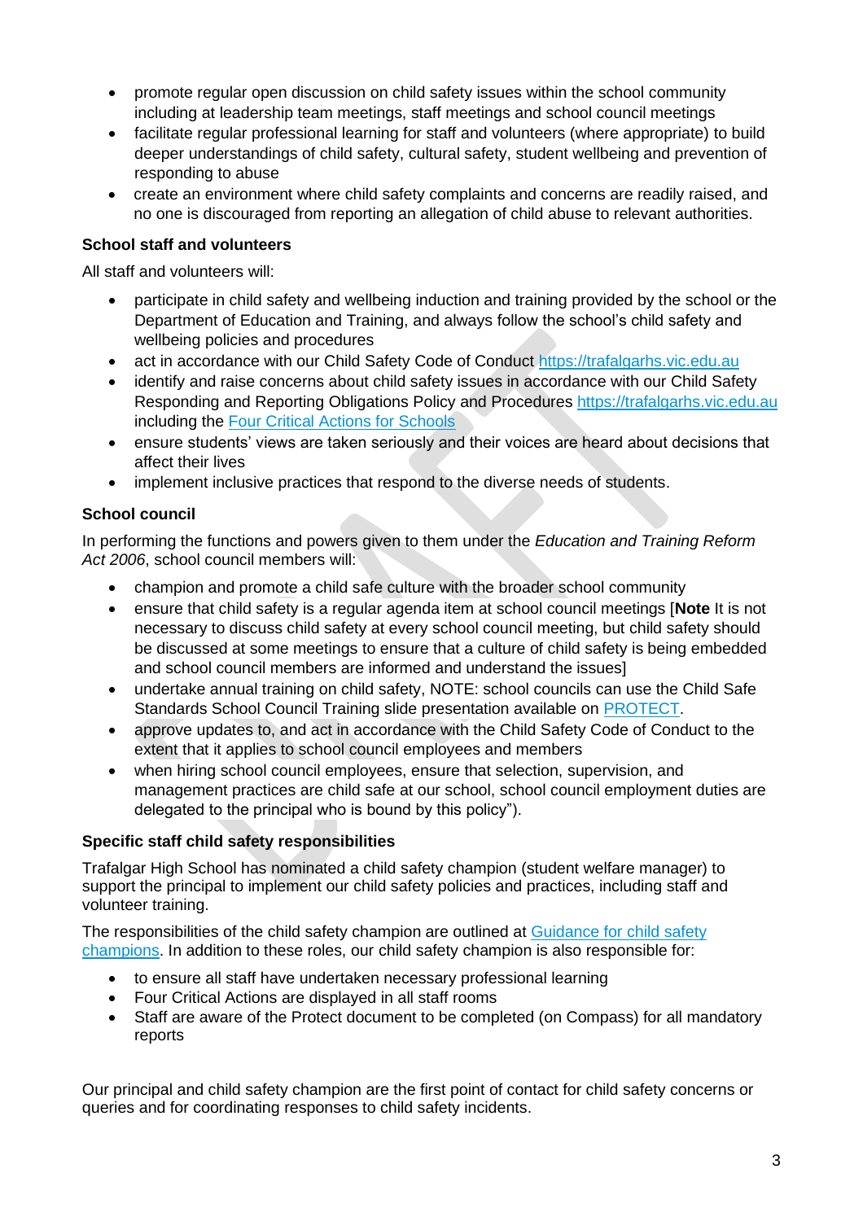- promote regular open discussion on child safety issues within the school community including at leadership team meetings, staff meetings and school council meetings
- facilitate regular professional learning for staff and volunteers (where appropriate) to build deeper understandings of child safety, cultural safety, student wellbeing and prevention of responding to abuse
- create an environment where child safety complaints and concerns are readily raised, and no one is discouraged from reporting an allegation of child abuse to relevant authorities.

**School staff and volunteers**

All staff and volunteers will:

- participate in child safety and wellbeing induction and training provided by the school or the Department of Education and Training, and always follow the school's child safety and wellbeing policies and procedures
- act in accordance with our Child Safety Code of Conduct [https://trafalgarhs.vic.edu.au](https://trafalgarhs.vic.edu.au)
- identify and raise concerns about child safety issues in accordance with our Child Safety Responding and Reporting Obligations Policy and Procedures [https://trafalgarhs.vic.edu.au](https://trafalgarhs.vic.edu.au) including the [Four Critical Actions for Schools](#)
- ensure students' views are taken seriously and their voices are heard about decisions that affect their lives
- implement inclusive practices that respond to the diverse needs of students.

**School council**

In performing the functions and powers given to them under the *Education and Training Reform Act 2006*, school council members will:

- champion and promote a child safe culture with the broader school community
- ensure that child safety is a regular agenda item at school council meetings [**Note** It is not necessary to discuss child safety at every school council meeting, but child safety should be discussed at some meetings to ensure that a culture of child safety is being embedded and school council members are informed and understand the issues]
- undertake annual training on child safety, NOTE: school councils can use the Child Safe Standards School Council Training slide presentation available on [PROTECT](#).
- approve updates to, and act in accordance with the Child Safety Code of Conduct to the extent that it applies to school council employees and members
- when hiring school council employees, ensure that selection, supervision, and management practices are child safe at our school, school council employment duties are delegated to the principal who is bound by this policy").

**Specific staff child safety responsibilities**

Trafalgar High School has nominated a child safety champion (student welfare manager) to support the principal to implement our child safety policies and practices, including staff and volunteer training.

The responsibilities of the child safety champion are outlined at [Guidance for child safety champions](#). In addition to these roles, our child safety champion is also responsible for:

- to ensure all staff have undertaken necessary professional learning
- Four Critical Actions are displayed in all staff rooms
- Staff are aware of the Protect document to be completed (on Compass) for all mandatory reports

Our principal and child safety champion are the first point of contact for child safety concerns or queries and for coordinating responses to child safety incidents.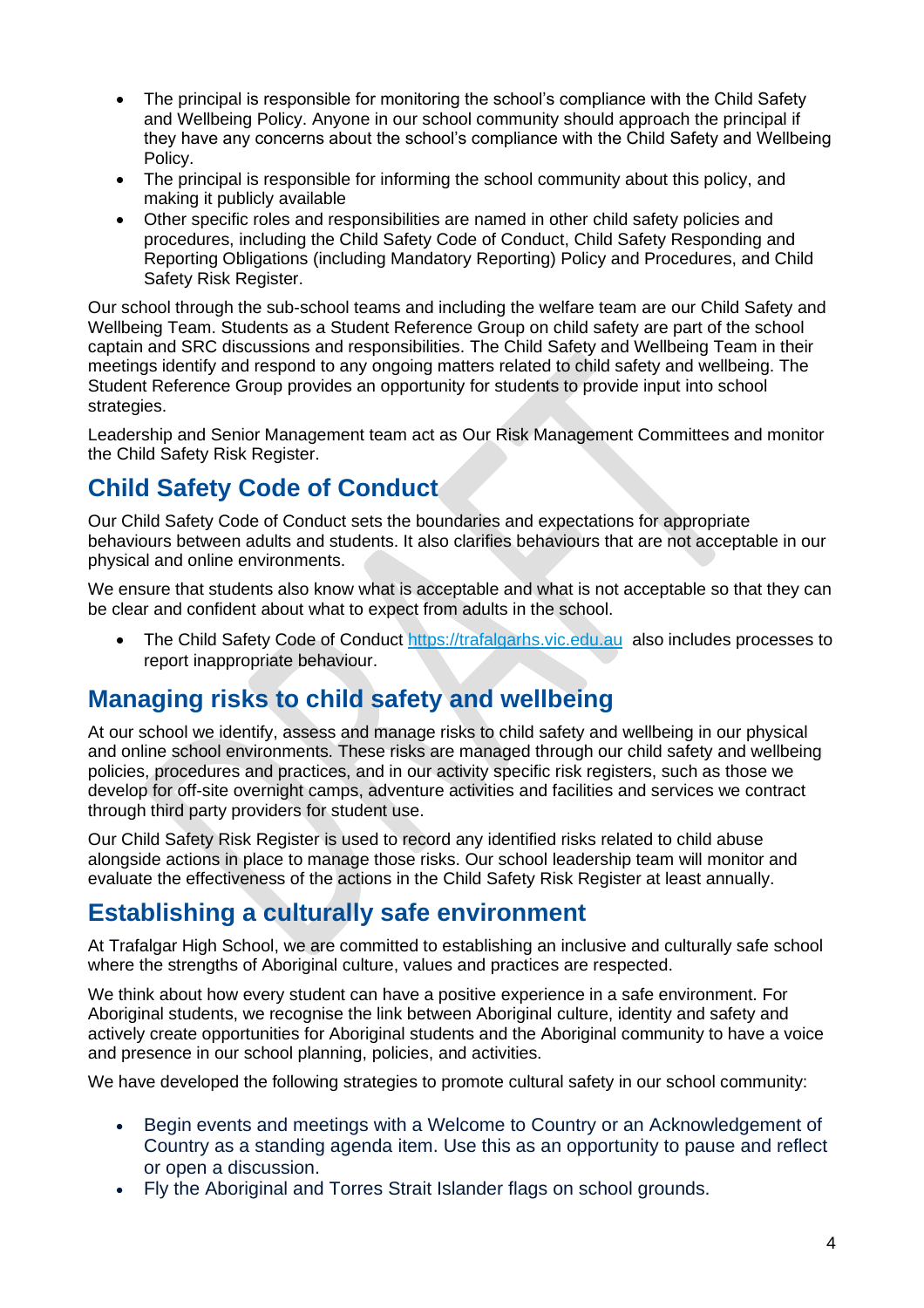- The principal is responsible for monitoring the school's compliance with the Child Safety and Wellbeing Policy. Anyone in our school community should approach the principal if they have any concerns about the school's compliance with the Child Safety and Wellbeing Policy.
- The principal is responsible for informing the school community about this policy, and making it publicly available
- Other specific roles and responsibilities are named in other child safety policies and procedures, including the Child Safety Code of Conduct, Child Safety Responding and Reporting Obligations (including Mandatory Reporting) Policy and Procedures, and Child Safety Risk Register.

Our school through the sub-school teams and including the welfare team are our Child Safety and Wellbeing Team. Students as a Student Reference Group on child safety are part of the school captain and SRC discussions and responsibilities. The Child Safety and Wellbeing Team in their meetings identify and respond to any ongoing matters related to child safety and wellbeing. The Student Reference Group provides an opportunity for students to provide input into school strategies.

Leadership and Senior Management team act as Our Risk Management Committees and monitor the Child Safety Risk Register.

## Child Safety Code of Conduct

Our Child Safety Code of Conduct sets the boundaries and expectations for appropriate behaviours between adults and students. It also clarifies behaviours that are not acceptable in our physical and online environments.

We ensure that students also know what is acceptable and what is not acceptable so that they can be clear and confident about what to expect from adults in the school.

- The Child Safety Code of Conduct [https://trafalgarhs.vic.edu.au](https://trafalgarhs.vic.edu.au) also includes processes to report inappropriate behaviour.

## Managing risks to child safety and wellbeing

At our school we identify, assess and manage risks to child safety and wellbeing in our physical and online school environments. These risks are managed through our child safety and wellbeing policies, procedures and practices, and in our activity specific risk registers, such as those we develop for off-site overnight camps, adventure activities and facilities and services we contract through third party providers for student use.

Our Child Safety Risk Register is used to record any identified risks related to child abuse alongside actions in place to manage those risks. Our school leadership team will monitor and evaluate the effectiveness of the actions in the Child Safety Risk Register at least annually.

## Establishing a culturally safe environment

At Trafalgar High School, we are committed to establishing an inclusive and culturally safe school where the strengths of Aboriginal culture, values and practices are respected.

We think about how every student can have a positive experience in a safe environment. For Aboriginal students, we recognise the link between Aboriginal culture, identity and safety and actively create opportunities for Aboriginal students and the Aboriginal community to have a voice and presence in our school planning, policies, and activities.

We have developed the following strategies to promote cultural safety in our school community:

- Begin events and meetings with a Welcome to Country or an Acknowledgement of Country as a standing agenda item. Use this as an opportunity to pause and reflect or open a discussion.
- Fly the Aboriginal and Torres Strait Islander flags on school grounds.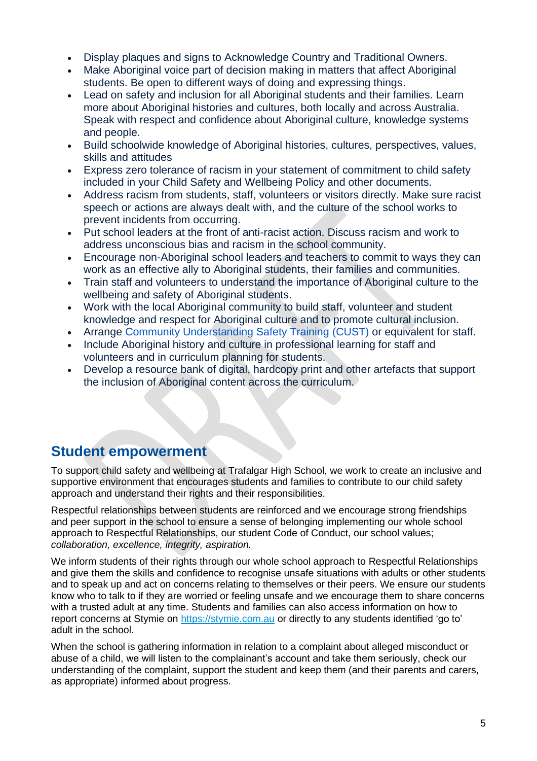- Display plaques and signs to Acknowledge Country and Traditional Owners.
- Make Aboriginal voice part of decision making in matters that affect Aboriginal students. Be open to different ways of doing and expressing things.
- Lead on safety and inclusion for all Aboriginal students and their families. Learn more about Aboriginal histories and cultures, both locally and across Australia. Speak with respect and confidence about Aboriginal culture, knowledge systems and people.
- Build schoolwide knowledge of Aboriginal histories, cultures, perspectives, values, skills and attitudes
- Express zero tolerance of racism in your statement of commitment to child safety included in your Child Safety and Wellbeing Policy and other documents.
- Address racism from students, staff, volunteers or visitors directly. Make sure racist speech or actions are always dealt with, and the culture of the school works to prevent incidents from occurring.
- Put school leaders at the front of anti-racist action. Discuss racism and work to address unconscious bias and racism in the school community.
- Encourage non-Aboriginal school leaders and teachers to commit to ways they can work as an effective ally to Aboriginal students, their families and communities.
- Train staff and volunteers to understand the importance of Aboriginal culture to the wellbeing and safety of Aboriginal students.
- Work with the local Aboriginal community to build staff, volunteer and student knowledge and respect for Aboriginal culture and to promote cultural inclusion.
- Arrange Community Understanding Safety Training (CUST) or equivalent for staff.
- Include Aboriginal history and culture in professional learning for staff and volunteers and in curriculum planning for students.
- Develop a resource bank of digital, hardcopy print and other artefacts that support the inclusion of Aboriginal content across the curriculum.

## Student empowerment

To support child safety and wellbeing at Trafalgar High School, we work to create an inclusive and supportive environment that encourages students and families to contribute to our child safety approach and understand their rights and their responsibilities.

Respectful relationships between students are reinforced and we encourage strong friendships and peer support in the school to ensure a sense of belonging implementing our whole school approach to Respectful Relationships, our student Code of Conduct, our school values; *collaboration, excellence, integrity, aspiration.*

We inform students of their rights through our whole school approach to Respectful Relationships and give them the skills and confidence to recognise unsafe situations with adults or other students and to speak up and act on concerns relating to themselves or their peers. We ensure our students know who to talk to if they are worried or feeling unsafe and we encourage them to share concerns with a trusted adult at any time. Students and families can also access information on how to report concerns at Stymie on https://stymie.com.au or directly to any students identified 'go to' adult in the school.

When the school is gathering information in relation to a complaint about alleged misconduct or abuse of a child, we will listen to the complainant's account and take them seriously, check our understanding of the complaint, support the student and keep them (and their parents and carers, as appropriate) informed about progress.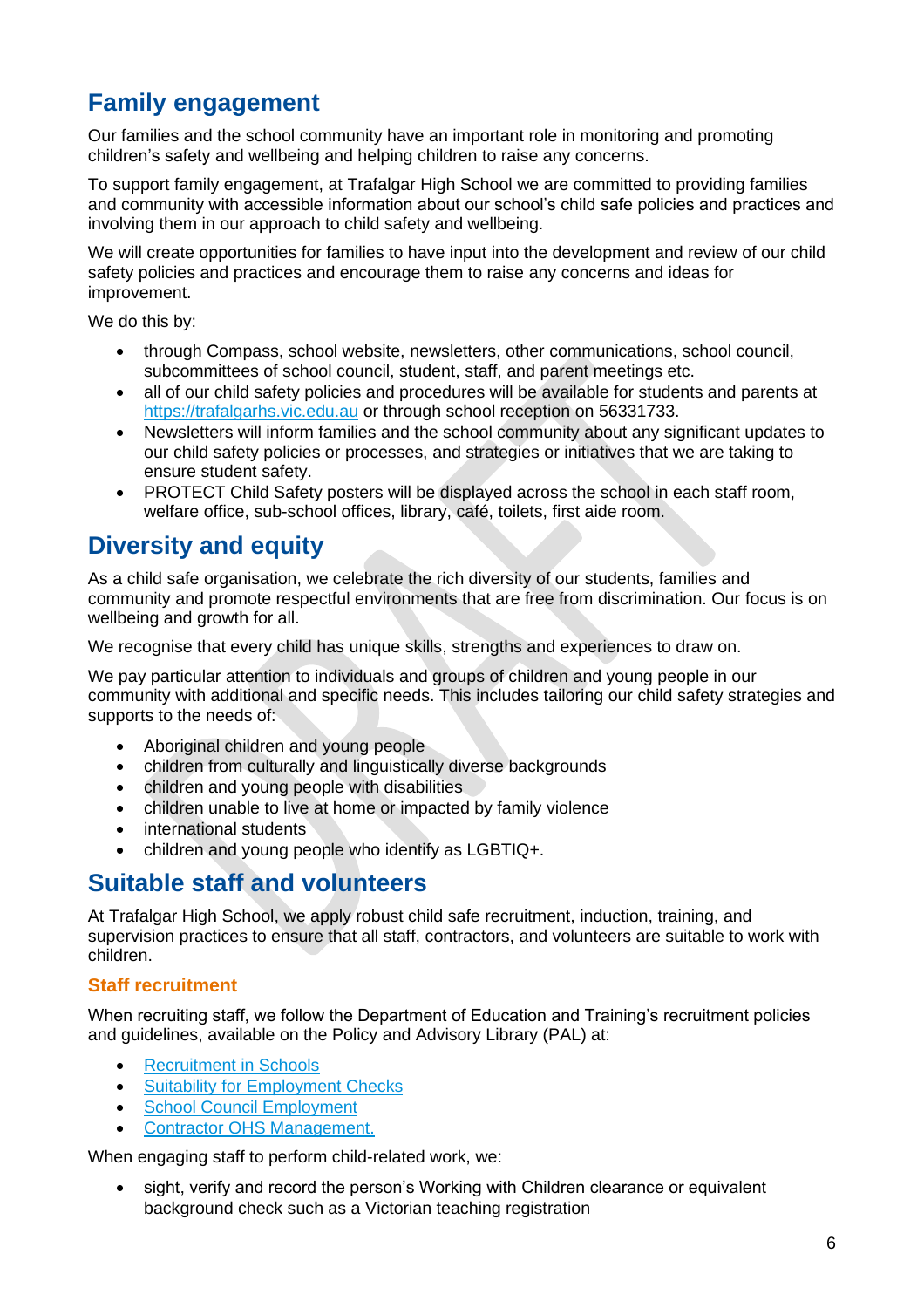## Family engagement

Our families and the school community have an important role in monitoring and promoting children's safety and wellbeing and helping children to raise any concerns.

To support family engagement, at Trafalgar High School we are committed to providing families and community with accessible information about our school's child safe policies and practices and involving them in our approach to child safety and wellbeing.

We will create opportunities for families to have input into the development and review of our child safety policies and practices and encourage them to raise any concerns and ideas for improvement.

We do this by:

- through Compass, school website, newsletters, other communications, school council, subcommittees of school council, student, staff, and parent meetings etc.
- all of our child safety policies and procedures will be available for students and parents at [https://trafalgarhs.vic.edu.au](https://trafalgarhs.vic.edu.au) or through school reception on 56331733.
- Newsletters will inform families and the school community about any significant updates to our child safety policies or processes, and strategies or initiatives that we are taking to ensure student safety.
- PROTECT Child Safety posters will be displayed across the school in each staff room, welfare office, sub-school offices, library, café, toilets, first aide room.

## Diversity and equity

As a child safe organisation, we celebrate the rich diversity of our students, families and community and promote respectful environments that are free from discrimination. Our focus is on wellbeing and growth for all.

We recognise that every child has unique skills, strengths and experiences to draw on.

We pay particular attention to individuals and groups of children and young people in our community with additional and specific needs. This includes tailoring our child safety strategies and supports to the needs of:

- Aboriginal children and young people
- children from culturally and linguistically diverse backgrounds
- children and young people with disabilities
- children unable to live at home or impacted by family violence
- international students
- children and young people who identify as LGBTIQ+.

## Suitable staff and volunteers

At Trafalgar High School, we apply robust child safe recruitment, induction, training, and supervision practices to ensure that all staff, contractors, and volunteers are suitable to work with children.

### Staff recruitment

When recruiting staff, we follow the Department of Education and Training's recruitment policies and guidelines, available on the Policy and Advisory Library (PAL) at:

- Recruitment in Schools
- Suitability for Employment Checks
- School Council Employment
- Contractor OHS Management.

When engaging staff to perform child-related work, we:

- sight, verify and record the person's Working with Children clearance or equivalent background check such as a Victorian teaching registration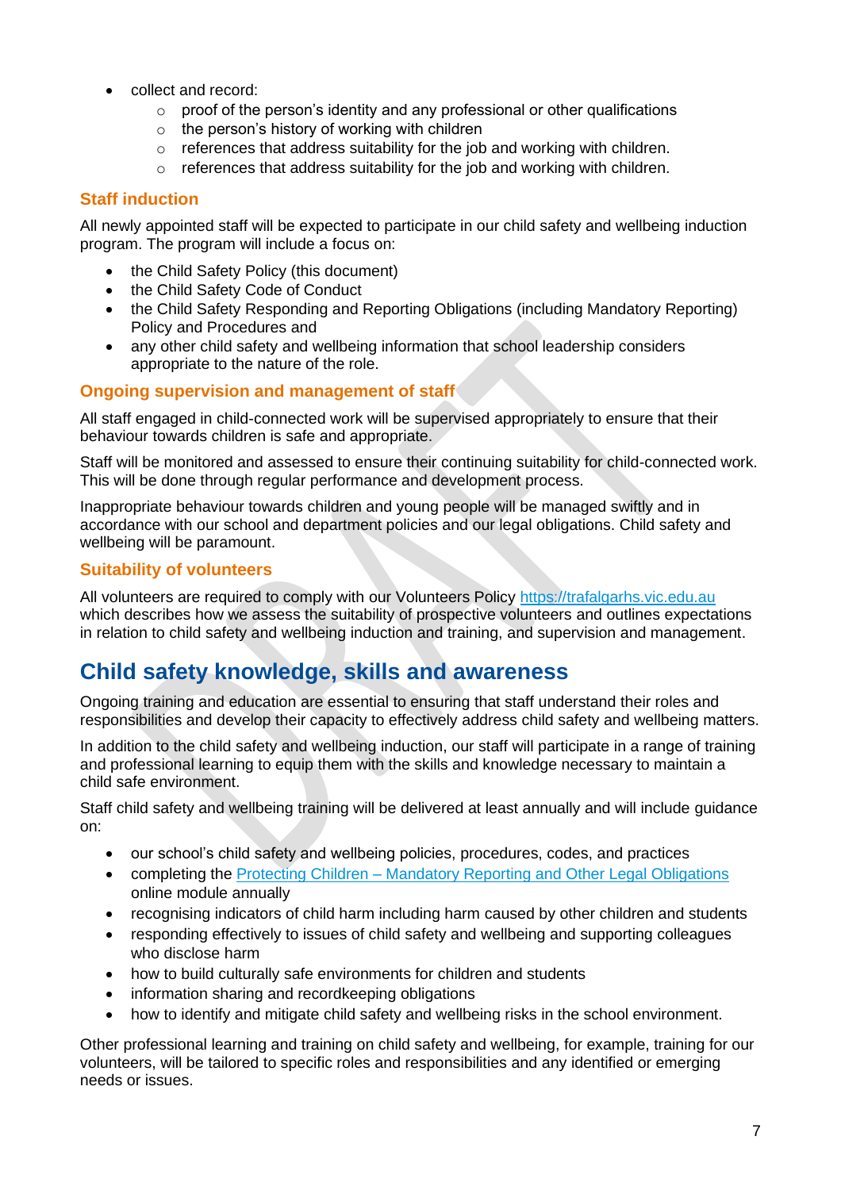- collect and record:
    - proof of the person's identity and any professional or other qualifications
    - the person's history of working with children
    - references that address suitability for the job and working with children.
    - references that address suitability for the job and working with children.

### Staff induction

All newly appointed staff will be expected to participate in our child safety and wellbeing induction program. The program will include a focus on:

- the Child Safety Policy (this document)
- the Child Safety Code of Conduct
- the Child Safety Responding and Reporting Obligations (including Mandatory Reporting) Policy and Procedures and
- any other child safety and wellbeing information that school leadership considers appropriate to the nature of the role.

### Ongoing supervision and management of staff

All staff engaged in child-connected work will be supervised appropriately to ensure that their behaviour towards children is safe and appropriate.

Staff will be monitored and assessed to ensure their continuing suitability for child-connected work. This will be done through regular performance and development process.

Inappropriate behaviour towards children and young people will be managed swiftly and in accordance with our school and department policies and our legal obligations. Child safety and wellbeing will be paramount.

### Suitability of volunteers

All volunteers are required to comply with our Volunteers Policy [https://trafalgarhs.vic.edu.au](https://trafalgarhs.vic.edu.au) which describes how we assess the suitability of prospective volunteers and outlines expectations in relation to child safety and wellbeing induction and training, and supervision and management.

## Child safety knowledge, skills and awareness

Ongoing training and education are essential to ensuring that staff understand their roles and responsibilities and develop their capacity to effectively address child safety and wellbeing matters.

In addition to the child safety and wellbeing induction, our staff will participate in a range of training and professional learning to equip them with the skills and knowledge necessary to maintain a child safe environment.

Staff child safety and wellbeing training will be delivered at least annually and will include guidance on:

- our school's child safety and wellbeing policies, procedures, codes, and practices
- completing the Protecting Children – Mandatory Reporting and Other Legal Obligations online module annually
- recognising indicators of child harm including harm caused by other children and students
- responding effectively to issues of child safety and wellbeing and supporting colleagues who disclose harm
- how to build culturally safe environments for children and students
- information sharing and recordkeeping obligations
- how to identify and mitigate child safety and wellbeing risks in the school environment.

Other professional learning and training on child safety and wellbeing, for example, training for our volunteers, will be tailored to specific roles and responsibilities and any identified or emerging needs or issues.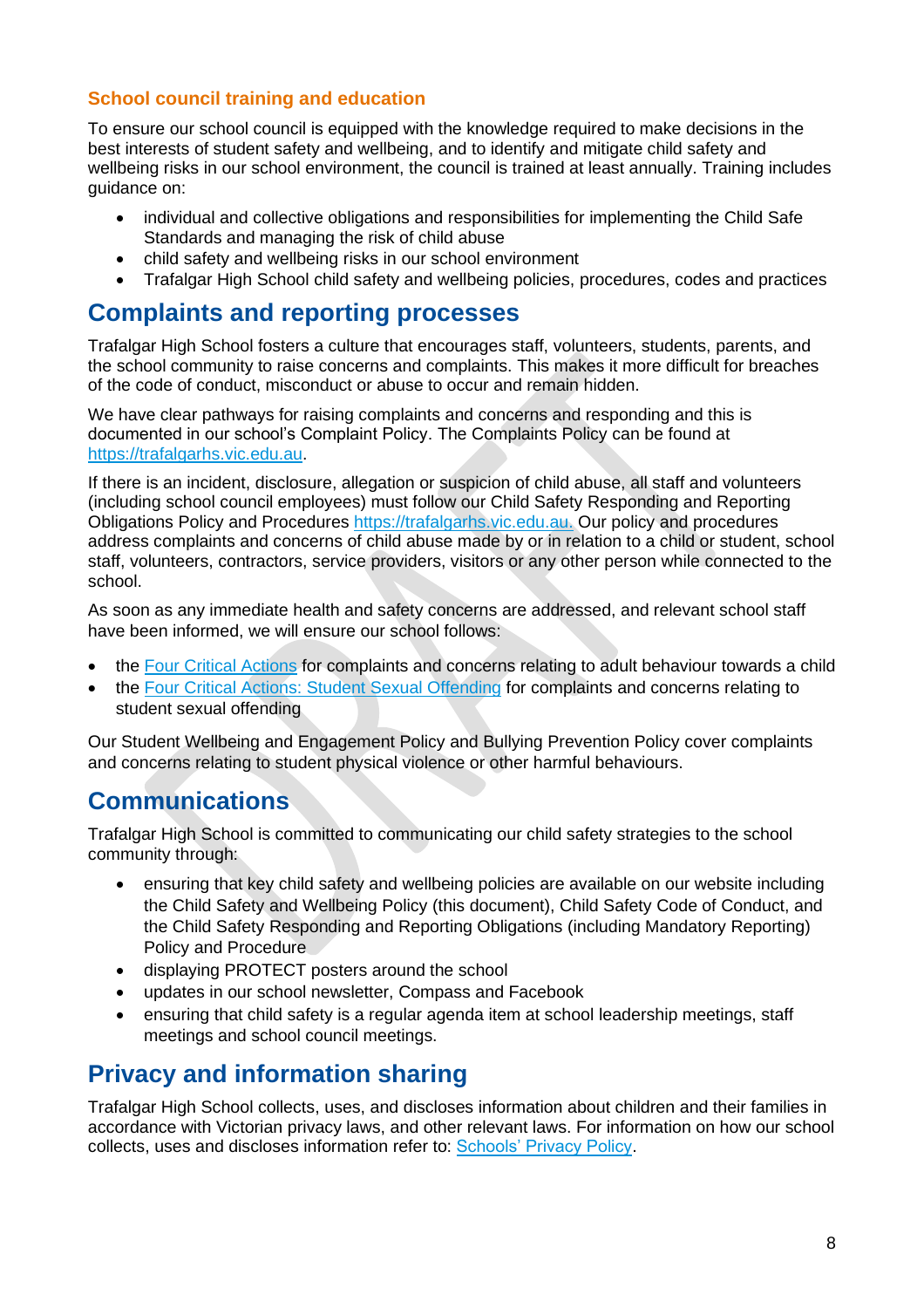### School council training and education

To ensure our school council is equipped with the knowledge required to make decisions in the best interests of student safety and wellbeing, and to identify and mitigate child safety and wellbeing risks in our school environment, the council is trained at least annually. Training includes guidance on:

- individual and collective obligations and responsibilities for implementing the Child Safe Standards and managing the risk of child abuse
- child safety and wellbeing risks in our school environment
- Trafalgar High School child safety and wellbeing policies, procedures, codes and practices

## Complaints and reporting processes

Trafalgar High School fosters a culture that encourages staff, volunteers, students, parents, and the school community to raise concerns and complaints. This makes it more difficult for breaches of the code of conduct, misconduct or abuse to occur and remain hidden.

We have clear pathways for raising complaints and concerns and responding and this is documented in our school's Complaint Policy. The Complaints Policy can be found at [https://trafalgarhs.vic.edu.au](https://trafalgarhs.vic.edu.au).

If there is an incident, disclosure, allegation or suspicion of child abuse, all staff and volunteers (including school council employees) must follow our Child Safety Responding and Reporting Obligations Policy and Procedures [https://trafalgarhs.vic.edu.au.](https://trafalgarhs.vic.edu.au) Our policy and procedures address complaints and concerns of child abuse made by or in relation to a child or student, school staff, volunteers, contractors, service providers, visitors or any other person while connected to the school.

As soon as any immediate health and safety concerns are addressed, and relevant school staff have been informed, we will ensure our school follows:

- the Four Critical Actions for complaints and concerns relating to adult behaviour towards a child
- the Four Critical Actions: Student Sexual Offending for complaints and concerns relating to student sexual offending

Our Student Wellbeing and Engagement Policy and Bullying Prevention Policy cover complaints and concerns relating to student physical violence or other harmful behaviours.

## Communications

Trafalgar High School is committed to communicating our child safety strategies to the school community through:

- ensuring that key child safety and wellbeing policies are available on our website including the Child Safety and Wellbeing Policy (this document), Child Safety Code of Conduct, and the Child Safety Responding and Reporting Obligations (including Mandatory Reporting) Policy and Procedure
- displaying PROTECT posters around the school
- updates in our school newsletter, Compass and Facebook
- ensuring that child safety is a regular agenda item at school leadership meetings, staff meetings and school council meetings.

## Privacy and information sharing

Trafalgar High School collects, uses, and discloses information about children and their families in accordance with Victorian privacy laws, and other relevant laws. For information on how our school collects, uses and discloses information refer to: Schools' Privacy Policy.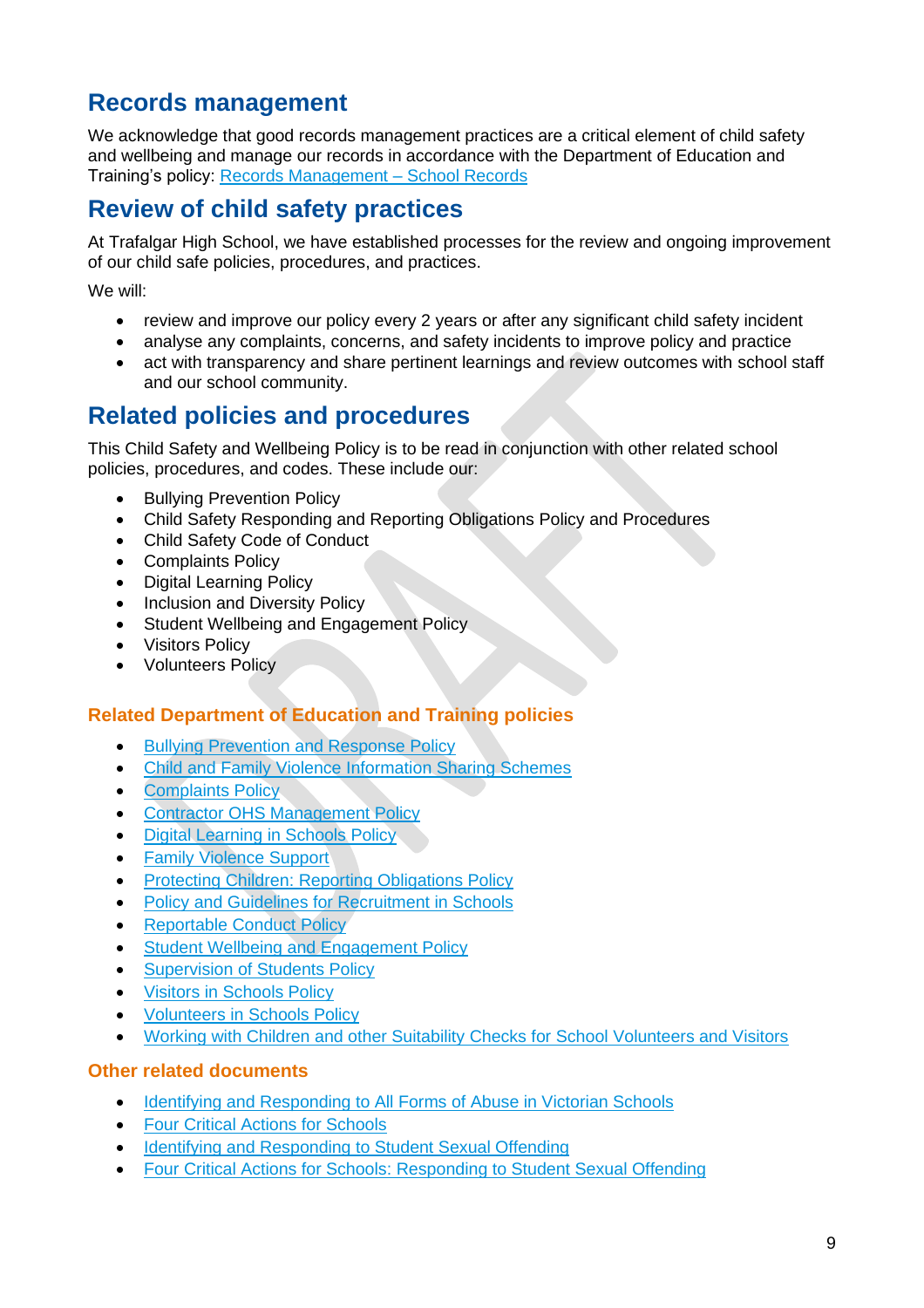## Records management

We acknowledge that good records management practices are a critical element of child safety and wellbeing and manage our records in accordance with the Department of Education and Training's policy: Records Management – School Records

## Review of child safety practices

At Trafalgar High School, we have established processes for the review and ongoing improvement of our child safe policies, procedures, and practices.

We will:

- review and improve our policy every 2 years or after any significant child safety incident
- analyse any complaints, concerns, and safety incidents to improve policy and practice
- act with transparency and share pertinent learnings and review outcomes with school staff and our school community.

## Related policies and procedures

This Child Safety and Wellbeing Policy is to be read in conjunction with other related school policies, procedures, and codes. These include our:

- Bullying Prevention Policy
- Child Safety Responding and Reporting Obligations Policy and Procedures
- Child Safety Code of Conduct
- Complaints Policy
- Digital Learning Policy
- Inclusion and Diversity Policy
- Student Wellbeing and Engagement Policy
- Visitors Policy
- Volunteers Policy

### Related Department of Education and Training policies

- Bullying Prevention and Response Policy
- Child and Family Violence Information Sharing Schemes
- Complaints Policy
- Contractor OHS Management Policy
- Digital Learning in Schools Policy
- Family Violence Support
- Protecting Children: Reporting Obligations Policy
- Policy and Guidelines for Recruitment in Schools
- Reportable Conduct Policy
- Student Wellbeing and Engagement Policy
- Supervision of Students Policy
- Visitors in Schools Policy
- Volunteers in Schools Policy
- Working with Children and other Suitability Checks for School Volunteers and Visitors

### Other related documents

- Identifying and Responding to All Forms of Abuse in Victorian Schools
- Four Critical Actions for Schools
- Identifying and Responding to Student Sexual Offending
- Four Critical Actions for Schools: Responding to Student Sexual Offending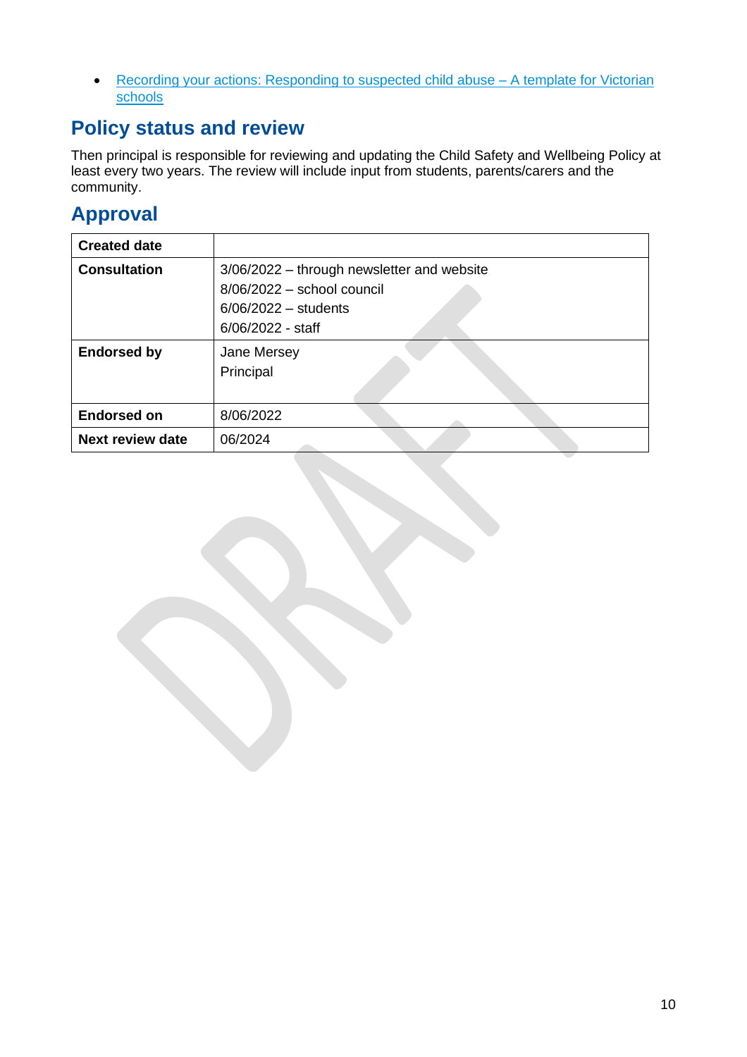- [Recording your actions: Responding to suspected child abuse – A template for Victorian schools]

## Policy status and review

Then principal is responsible for reviewing and updating the Child Safety and Wellbeing Policy at least every two years. The review will include input from students, parents/carers and the community.

## Approval

| | |
|---|---|
| **Created date** | |
| **Consultation** | 3/06/2022 – through newsletter and website<br>8/06/2022 – school council<br>6/06/2022 – students<br>6/06/2022 - staff |
| **Endorsed by** | Jane Mersey<br>Principal |
| **Endorsed on** | 8/06/2022 |
| **Next review date** | 06/2024 |